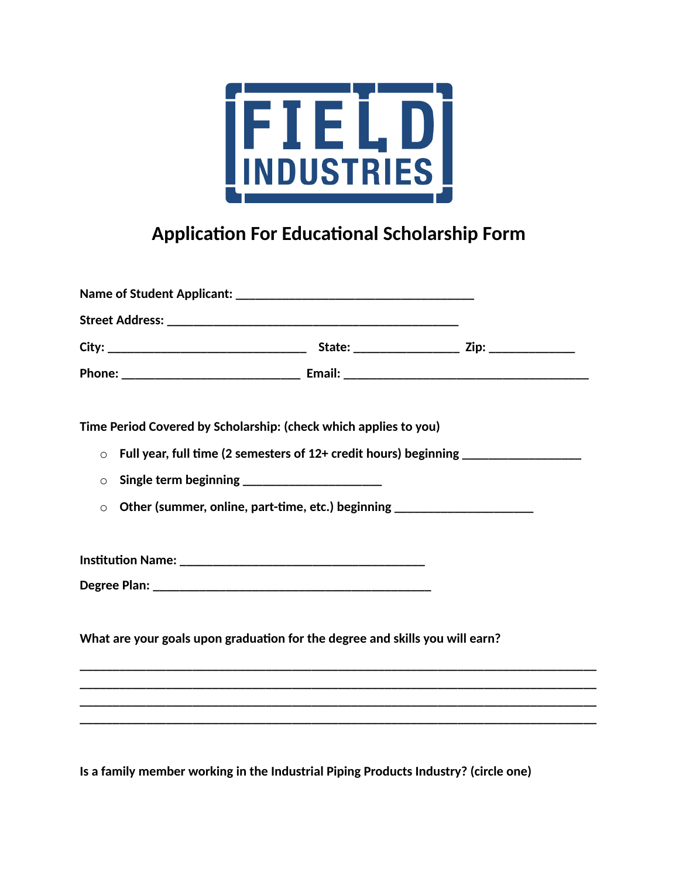FIELD INDUSTRIES

# Application For Educational Scholarship Form

**Name of Student Applicant:** ____________________________________

**Street Address:** ____________________________________________

**City:** ______________________________ **State:** ________________ **Zip:** _____________

**Phone:** ___________________________ **Email:** _____________________________________

**Time Period Covered by Scholarship: (check which applies to you)**

- ○ **Full year, full time (2 semesters of 12+ credit hours) beginning** __________________
- ○ **Single term beginning** _____________________
- ○ **Other (summer, online, part-time, etc.) beginning** _____________________

**Institution Name:** _____________________________________

**Degree Plan:** ___________________________________________

**What are your goals upon graduation for the degree and skills you will earn?**

_______________________________________________________________________________
_______________________________________________________________________________
_______________________________________________________________________________
_______________________________________________________________________________

**Is a family member working in the Industrial Piping Products Industry? (circle one)**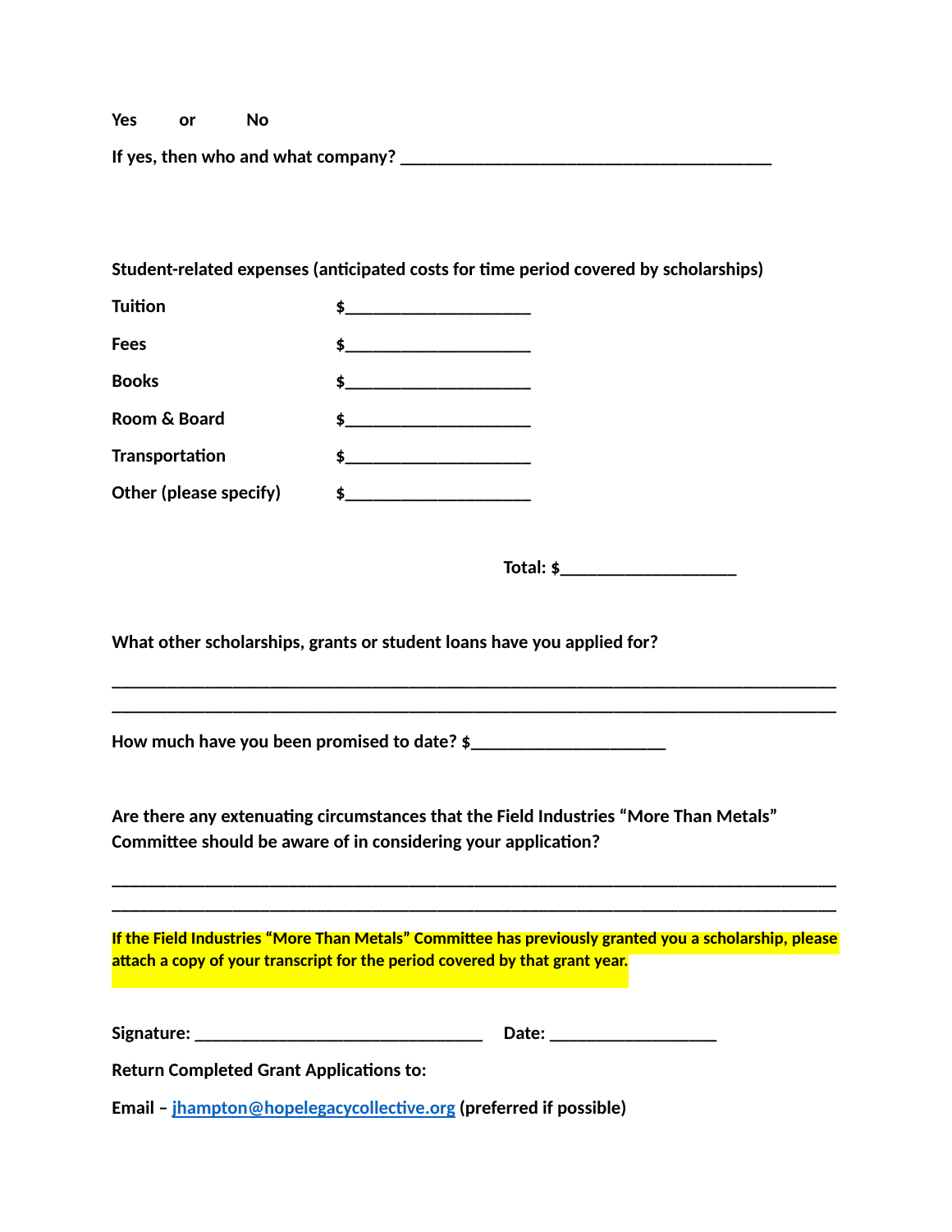**Yes or No**

**If yes, then who and what company? ____________________________________________**

**Student-related expenses (anticipated costs for time period covered by scholarships)**

**Tuition $_____________________**

**Fees $_____________________**

**Books $_____________________**

**Room & Board $_____________________**

**Transportation $_____________________**

**Other (please specify) $_____________________**

**Total: $___________________**

**What other scholarships, grants or student loans have you applied for?**

________________________________________________________________________________
________________________________________________________________________________

**How much have you been promised to date? $_____________________**

**Are there any extenuating circumstances that the Field Industries "More Than Metals" Committee should be aware of in considering your application?**

________________________________________________________________________________
________________________________________________________________________________

**If the Field Industries "More Than Metals" Committee has previously granted you a scholarship, please attach a copy of your transcript for the period covered by that grant year.**

**Signature: ________________________________ Date: __________________**

**Return Completed Grant Applications to:**

**Email – jhampton@hopelegacycollective.org (preferred if possible)**